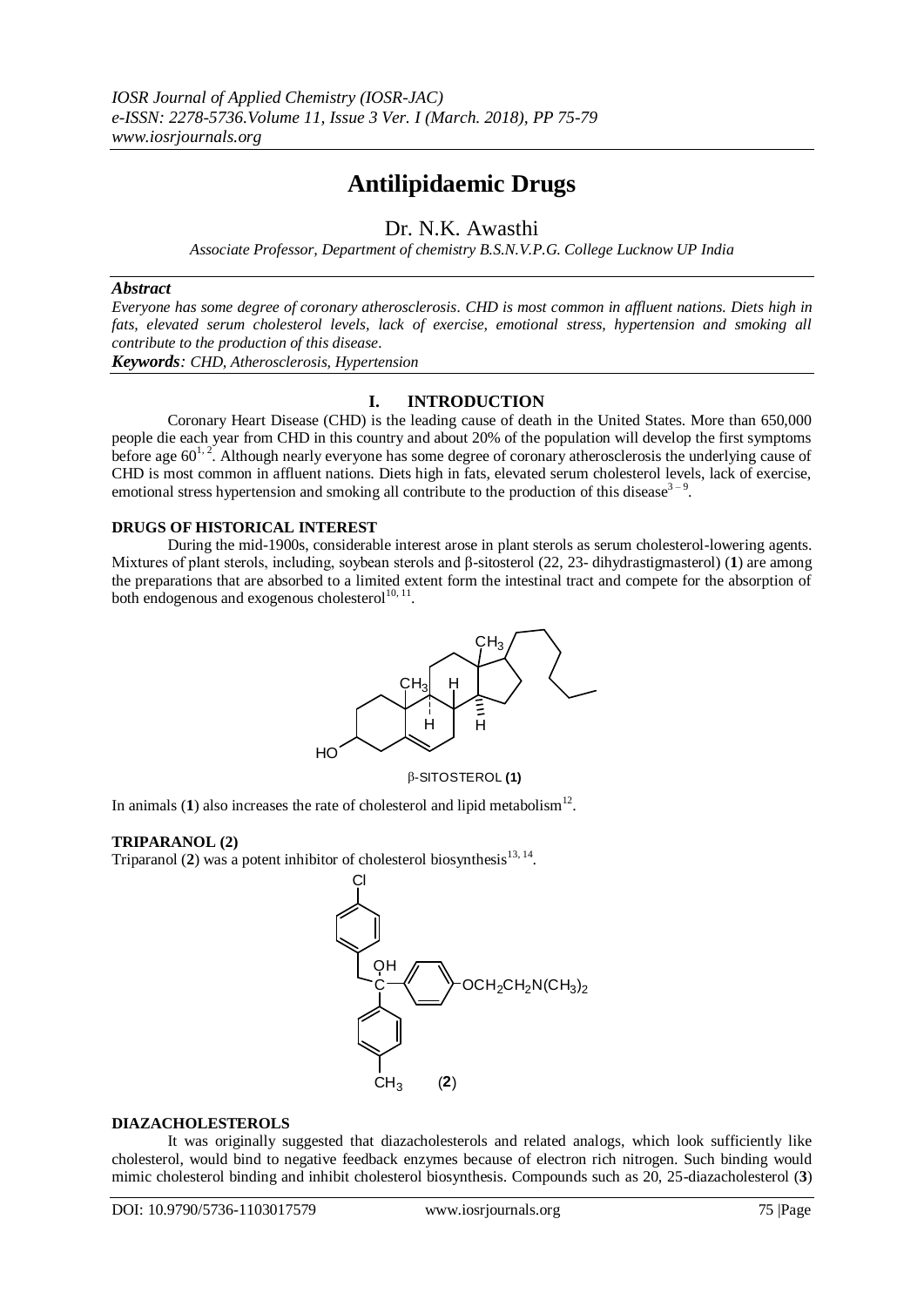*IOSR Journal of Applied Chemistry (IOSR-JAC)*
*e-ISSN: 2278-5736.Volume 11, Issue 3 Ver. I (March. 2018), PP 75-79*
*www.iosrjournals.org*

# Antilipidaemic Drugs

Dr. N.K. Awasthi

*Associate Professor, Department of chemistry B.S.N.V.P.G. College Lucknow UP India*

***Abstract***

*Everyone has some degree of coronary atherosclerosis. CHD is most common in affluent nations. Diets high in fats, elevated serum cholesterol levels, lack of exercise, emotional stress, hypertension and smoking all contribute to the production of this disease.*

***Keywords**: CHD, Atherosclerosis, Hypertension*

## I. INTRODUCTION

Coronary Heart Disease (CHD) is the leading cause of death in the United States. More than 650,000 people die each year from CHD in this country and about 20% of the population will develop the first symptoms before age 60[1, 2]. Although nearly everyone has some degree of coronary atherosclerosis the underlying cause of CHD is most common in affluent nations. Diets high in fats, elevated serum cholesterol levels, lack of exercise, emotional stress hypertension and smoking all contribute to the production of this disease[3 – 9].

### DRUGS OF HISTORICAL INTEREST

During the mid-1900s, considerable interest arose in plant sterols as serum cholesterol-lowering agents. Mixtures of plant sterols, including, soybean sterols and β-sitosterol (22, 23- dihydrastigmasterol) (**1**) are among the preparations that are absorbed to a limited extent form the intestinal tract and compete for the absorption of both endogenous and exogenous cholesterol[10, 11].

β-SITOSTEROL **(1)**

In animals (**1**) also increases the rate of cholesterol and lipid metabolism[12].

### TRIPARANOL (2)

Triparanol (**2**) was a potent inhibitor of cholesterol biosynthesis[13, 14].

(**2**)

### DIAZACHOLESTEROLS

It was originally suggested that diazacholesterols and related analogs, which look sufficiently like cholesterol, would bind to negative feedback enzymes because of electron rich nitrogen. Such binding would mimic cholesterol binding and inhibit cholesterol biosynthesis. Compounds such as 20, 25-diazacholesterol (**3**)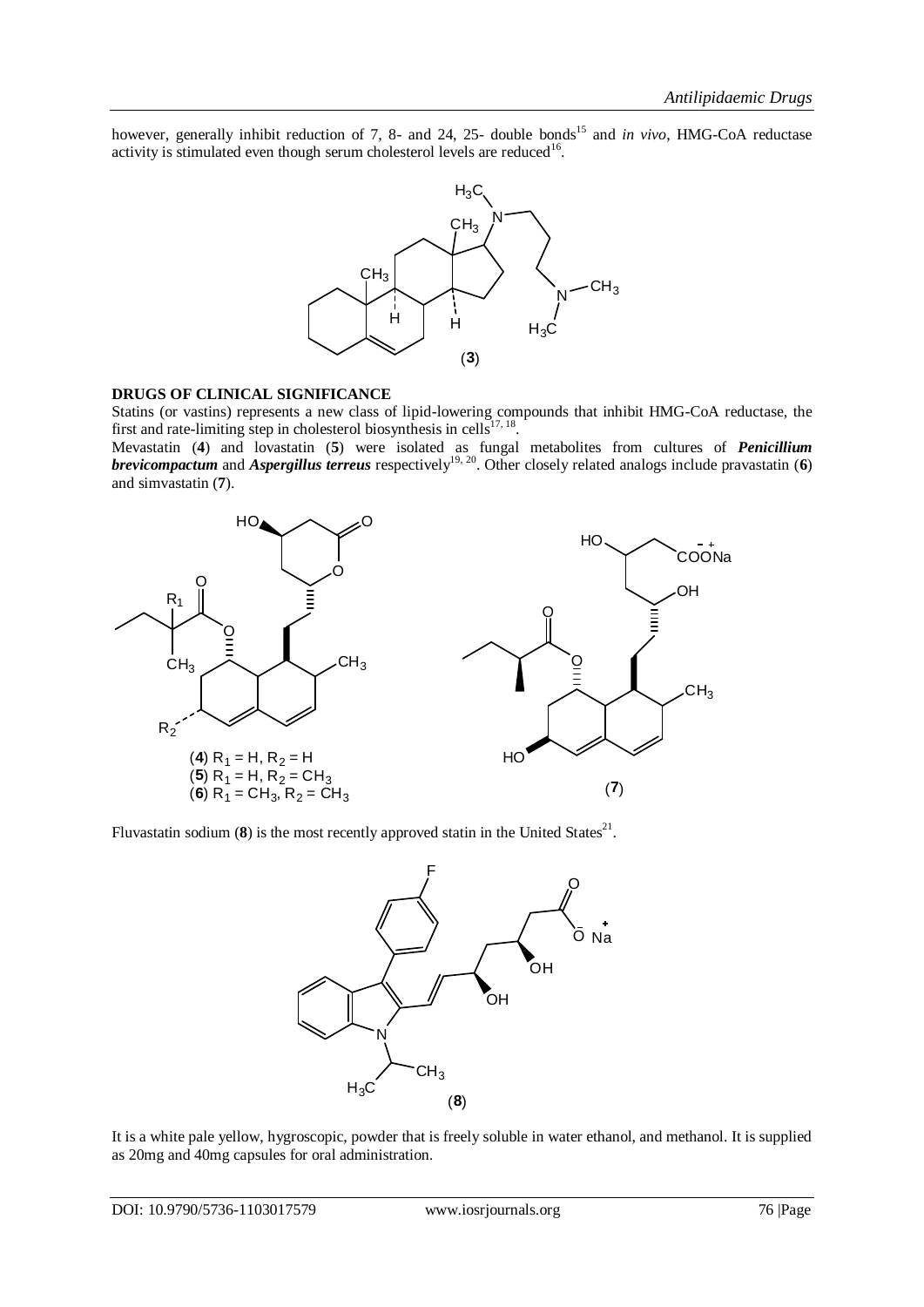however, generally inhibit reduction of 7, 8- and 24, 25- double bonds[15] and *in vivo*, HMG-CoA reductase activity is stimulated even though serum cholesterol levels are reduced[16].

(**3**)

**DRUGS OF CLINICAL SIGNIFICANCE**

Statins (or vastins) represents a new class of lipid-lowering compounds that inhibit HMG-CoA reductase, the first and rate-limiting step in cholesterol biosynthesis in cells[17, 18].

Mevastatin (**4**) and lovastatin (**5**) were isolated as fungal metabolites from cultures of ***Penicillium brevicompactum*** and ***Aspergillus terreus*** respectively[19, 20]. Other closely related analogs include pravastatin (**6**) and simvastatin (**7**).

(**4**) $R_1$ = H, $R_2$ = H
(**5**) $R_1$ = H, $R_2$ = $CH_3$
(**6**) $R_1$ = $CH_3$, $R_2$ = $CH_3$

(**7**)

Fluvastatin sodium (**8**) is the most recently approved statin in the United States[21].

(**8**)

It is a white pale yellow, hygroscopic, powder that is freely soluble in water ethanol, and methanol. It is supplied as 20mg and 40mg capsules for oral administration.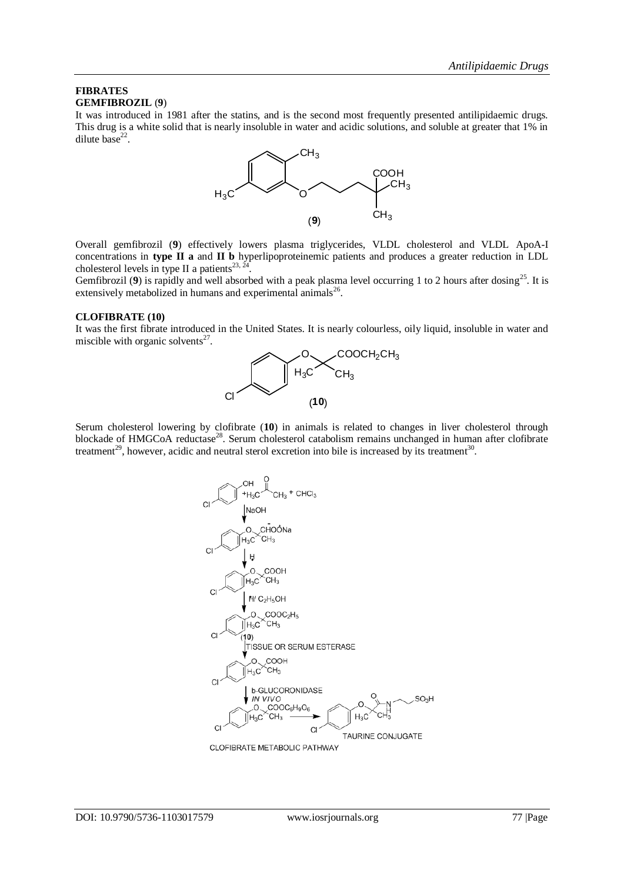## FIBRATES

### GEMFIBROZIL (**9**)

It was introduced in 1981 after the statins, and is the second most frequently presented antilipidaemic drugs. This drug is a white solid that is nearly insoluble in water and acidic solutions, and soluble at greater that 1% in dilute base[22].

(**9**)

Overall gemfibrozil (**9**) effectively lowers plasma triglycerides, VLDL cholesterol and VLDL ApoA-I concentrations in **type II a** and **II b** hyperlipoproteinemic patients and produces a greater reduction in LDL cholesterol levels in type II a patients[23, 24].

Gemfibrozil (**9**) is rapidly and well absorbed with a peak plasma level occurring 1 to 2 hours after dosing[25]. It is extensively metabolized in humans and experimental animals[26].

### CLOFIBRATE (10)

It was the first fibrate introduced in the United States. It is nearly colourless, oily liquid, insoluble in water and miscible with organic solvents[27].

(**10**)

Serum cholesterol lowering by clofibrate (**10**) in animals is related to changes in liver cholesterol through blockade of HMGCoA reductase[28]. Serum cholesterol catabolism remains unchanged in human after clofibrate treatment[29], however, acidic and neutral sterol excretion into bile is increased by its treatment[30].

CLOFIBRATE METABOLIC PATHWAY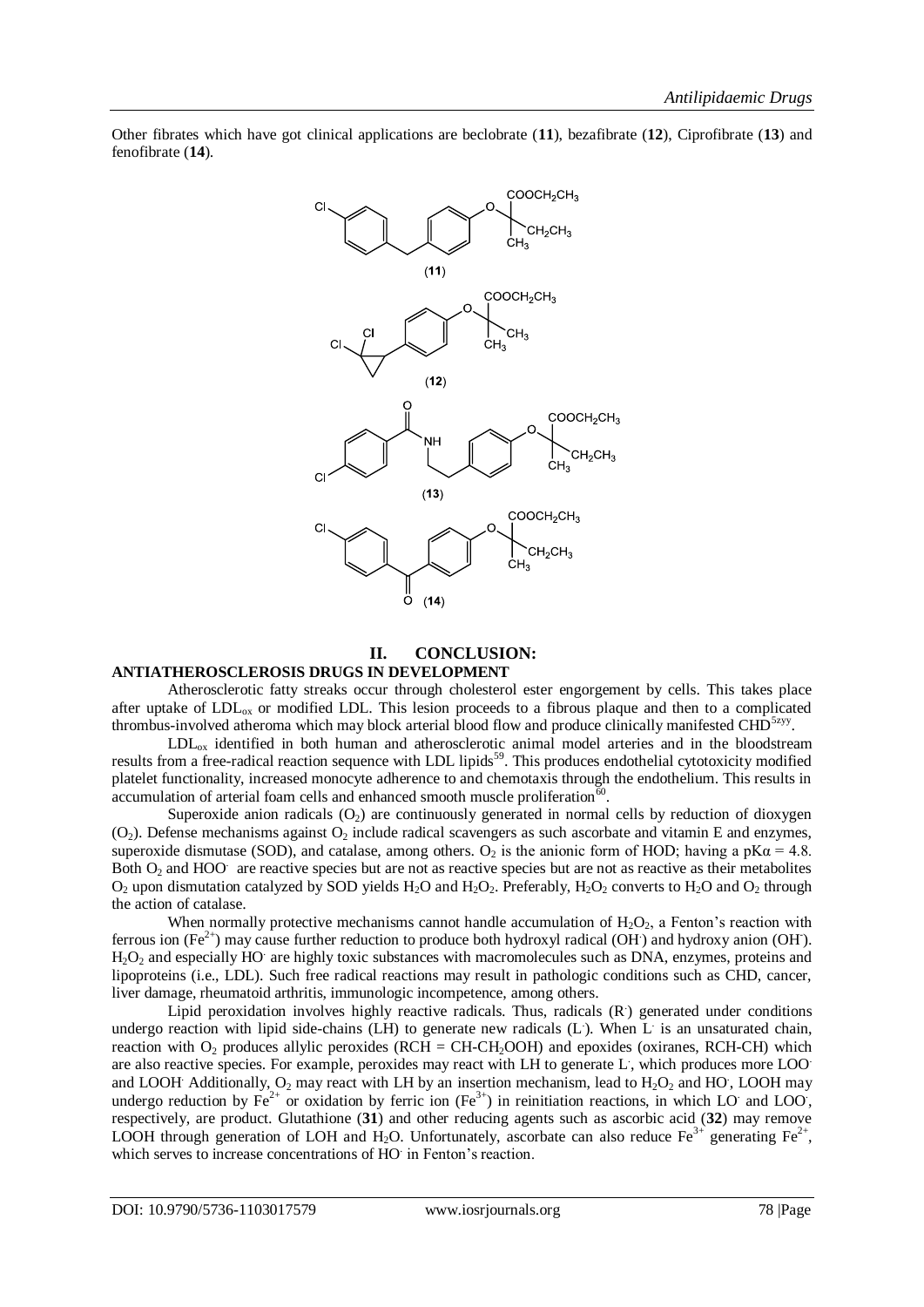Other fibrates which have got clinical applications are beclobrate (**11**), bezafibrate (**12**), Ciprofibrate (**13**) and fenofibrate (**14**).

(**11**)

(**12**)

(**13**)

(**14**)

## II. CONCLUSION:

### ANTIATHEROSCLEROSIS DRUGS IN DEVELOPMENT

Atherosclerotic fatty streaks occur through cholesterol ester engorgement by cells. This takes place after uptake of $LDL_{ox}$ or modified LDL. This lesion proceeds to a fibrous plaque and then to a complicated thrombus-involved atheroma which may block arterial blood flow and produce clinically manifested CHD[5zyy].

$LDL_{ox}$ identified in both human and atherosclerotic animal model arteries and in the bloodstream results from a free-radical reaction sequence with LDL lipids[59]. This produces endothelial cytotoxicity modified platelet functionality, increased monocyte adherence to and chemotaxis through the endothelium. This results in accumulation of arterial foam cells and enhanced smooth muscle proliferation[60].

Superoxide anion radicals ($O_2$) are continuously generated in normal cells by reduction of dioxygen ($O_2$). Defense mechanisms against $O_2$ include radical scavengers as such ascorbate and vitamin E and enzymes, superoxide dismutase (SOD), and catalase, among others. $O_2$ is the anionic form of HOD; having a pKα = 4.8. Both $O_2$ and $HOO^{\cdot}$ are reactive species but are not as reactive species but are not as reactive as their metabolites $O_2$ upon dismutation catalyzed by SOD yields $H_2O$ and $H_2O_2$. Preferably, $H_2O_2$ converts to $H_2O$ and $O_2$ through the action of catalase.

When normally protective mechanisms cannot handle accumulation of $H_2O_2$, a Fenton's reaction with ferrous ion ($Fe^{2+}$) may cause further reduction to produce both hydroxyl radical ($OH^{\cdot}$) and hydroxy anion ($OH^-$). $H_2O_2$ and especially $HO^{\cdot}$ are highly toxic substances with macromolecules such as DNA, enzymes, proteins and lipoproteins (i.e., LDL). Such free radical reactions may result in pathologic conditions such as CHD, cancer, liver damage, rheumatoid arthritis, immunologic incompetence, among others.

Lipid peroxidation involves highly reactive radicals. Thus, radicals ($R^{\cdot}$) generated under conditions undergo reaction with lipid side-chains (LH) to generate new radicals ($L^{\cdot}$). When $L^{\cdot}$ is an unsaturated chain, reaction with $O_2$ produces allylic peroxides (RCH = CH-$CH_2$OOH) and epoxides (oxiranes, RCH-CH) which are also reactive species. For example, peroxides may react with LH to generate $L^{\cdot}$, which produces more $LOO^{\cdot}$ and $LOOH^{\cdot}$ Additionally, $O_2$ may react with LH by an insertion mechanism, lead to $H_2O_2$ and $HO^{\cdot}$, LOOH may undergo reduction by $Fe^{2+}$ or oxidation by ferric ion ($Fe^{3+}$) in reinitiation reactions, in which $LO^{\cdot}$ and $LOO^{\cdot}$, respectively, are product. Glutathione (**31**) and other reducing agents such as ascorbic acid (**32**) may remove LOOH through generation of LOH and $H_2O$. Unfortunately, ascorbate can also reduce $Fe^{3+}$ generating $Fe^{2+}$, which serves to increase concentrations of $HO^{\cdot}$ in Fenton's reaction.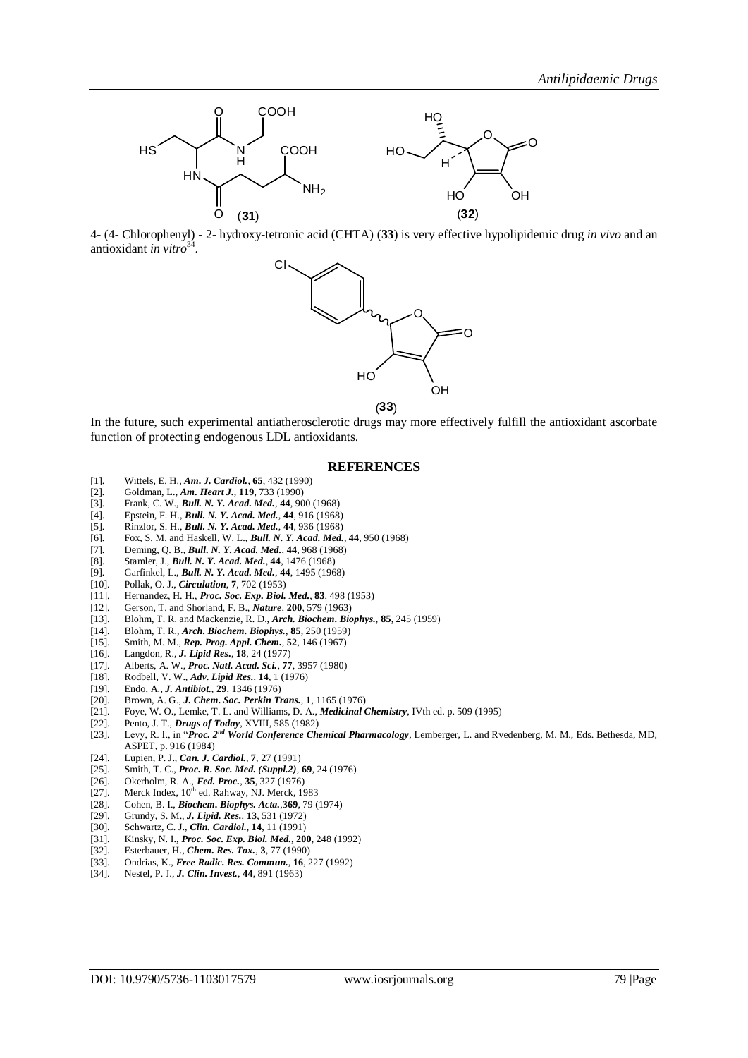(31)

(32)

4- (4- Chlorophenyl) - 2- hydroxy-tetronic acid (CHTA) (**33**) is very effective hypolipidemic drug *in vivo* and an antioxidant *in vitro*[34].

(33)

In the future, such experimental antiatherosclerotic drugs may more effectively fulfill the antioxidant ascorbate function of protecting endogenous LDL antioxidants.

## REFERENCES

[1]. Wittels, E. H., ***Am. J. Cardiol.***, **65**, 432 (1990)
[2]. Goldman, L., ***Am. Heart J.***, **119**, 733 (1990)
[3]. Frank, C. W., ***Bull. N. Y. Acad. Med.***, **44**, 900 (1968)
[4]. Epstein, F. H., ***Bull. N. Y. Acad. Med.***, **44**, 916 (1968)
[5]. Rinzlor, S. H., ***Bull. N. Y. Acad. Med.***, **44**, 936 (1968)
[6]. Fox, S. M. and Haskell, W. L., ***Bull. N. Y. Acad. Med.***, **44**, 950 (1968)
[7]. Deming, Q. B., ***Bull. N. Y. Acad. Med.***, **44**, 968 (1968)
[8]. Stamler, J., ***Bull. N. Y. Acad. Med.***, **44**, 1476 (1968)
[9]. Garfinkel, L., ***Bull. N. Y. Acad. Med.***, **44**, 1495 (1968)
[10]. Pollak, O. J., ***Circulation***, **7**, 702 (1953)
[11]. Hernandez, H. H., ***Proc. Soc. Exp. Biol. Med.***, **83**, 498 (1953)
[12]. Gerson, T. and Shorland, F. B., ***Nature***, **200**, 579 (1963)
[13]. Blohm, T. R. and Mackenzie, R. D., ***Arch. Biochem. Biophys.***, **85**, 245 (1959)
[14]. Blohm, T. R., ***Arch. Biochem. Biophys.***, **85**, 250 (1959)
[15]. Smith, M. M., ***Rep. Prog. Appl. Chem.***, **52**, 146 (1967)
[16]. Langdon, R., ***J. Lipid Res.***, **18**, 24 (1977)
[17]. Alberts, A. W., ***Proc. Natl. Acad. Sci.***, **77**, 3957 (1980)
[18]. Rodbell, V. W., ***Adv. Lipid Res.***, **14**, 1 (1976)
[19]. Endo, A., ***J. Antibiot.***, **29**, 1346 (1976)
[20]. Brown, A. G., ***J. Chem. Soc. Perkin Trans.***, **1**, 1165 (1976)
[21]. Foye, W. O., Lemke, T. L. and Williams, D. A., ***Medicinal Chemistry***, IVth ed. p. 509 (1995)
[22]. Pento, J. T., ***Drugs of Today***, XVIII, 585 (1982)
[23]. Levy, R. I., in "***Proc. 2nd World Conference Chemical Pharmacology***, Lemberger, L. and Rvedenberg, M. M., Eds. Bethesda, MD, ASPET, p. 916 (1984)
[24]. Lupien, P. J., ***Can. J. Cardiol.***, **7**, 27 (1991)
[25]. Smith, T. C., ***Proc. R. Soc. Med. (Suppl.2)***, **69**, 24 (1976)
[26]. Okerholm, R. A., ***Fed. Proc.***, **35**, 327 (1976)
[27]. Merck Index, 10th ed. Rahway, NJ. Merck, 1983
[28]. Cohen, B. I., ***Biochem. Biophys. Acta.***,**369**, 79 (1974)
[29]. Grundy, S. M., ***J. Lipid. Res.***, **13**, 531 (1972)
[30]. Schwartz, C. J., ***Clin. Cardiol.***, **14**, 11 (1991)
[31]. Kinsky, N. I., ***Proc. Soc. Exp. Biol. Med.***, **200**, 248 (1992)
[32]. Esterbauer, H., ***Chem. Res. Tox.***, **3**, 77 (1990)
[33]. Ondrias, K., ***Free Radic. Res. Commun.***, **16**, 227 (1992)
[34]. Nestel, P. J., ***J. Clin. Invest.***, **44**, 891 (1963)